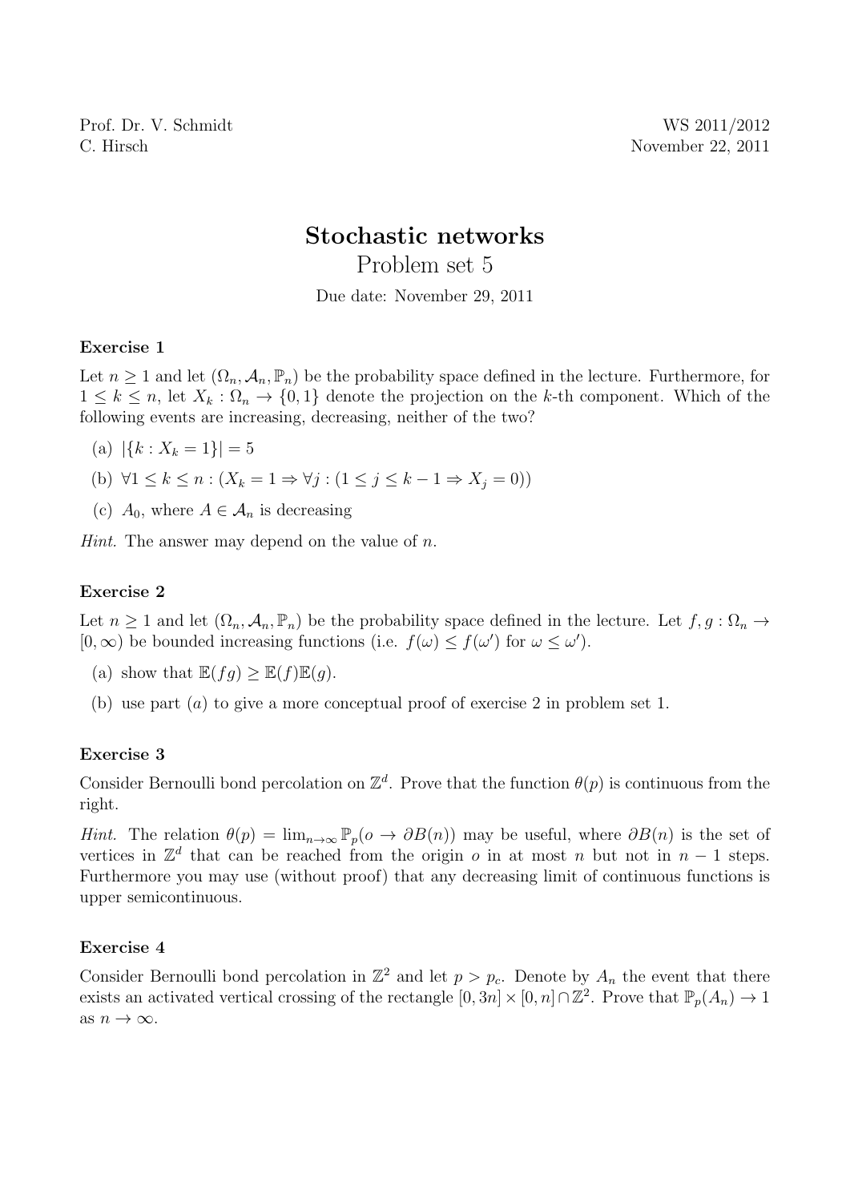Prof. Dr. V. Schmidt
C. Hirsch

WS 2011/2012
November 22, 2011

# Stochastic networks

## Problem set 5

Due date: November 29, 2011

### Exercise 1

Let $n \geq 1$ and let $(\Omega_n, \mathcal{A}_n, \mathbb{P}_n)$ be the probability space defined in the lecture. Furthermore, for $1 \leq k \leq n$, let $X_k : \Omega_n \to \{0, 1\}$ denote the projection on the $k$-th component. Which of the following events are increasing, decreasing, neither of the two?

(a) $|\{k : X_k = 1\}| = 5$

(b) $\forall 1 \leq k \leq n : (X_k = 1 \Rightarrow \forall j : (1 \leq j \leq k - 1 \Rightarrow X_j = 0))$

(c) $A_0$, where $A \in \mathcal{A}_n$ is decreasing

*Hint.* The answer may depend on the value of $n$.

### Exercise 2

Let $n \geq 1$ and let $(\Omega_n, \mathcal{A}_n, \mathbb{P}_n)$ be the probability space defined in the lecture. Let $f, g : \Omega_n \to [0, \infty)$ be bounded increasing functions (i.e. $f(\omega) \leq f(\omega')$ for $\omega \leq \omega'$).

(a) show that $\mathbb{E}(fg) \geq \mathbb{E}(f)\mathbb{E}(g)$.

(b) use part $(a)$ to give a more conceptual proof of exercise 2 in problem set 1.

### Exercise 3

Consider Bernoulli bond percolation on $\mathbb{Z}^d$. Prove that the function $\theta(p)$ is continuous from the right.

*Hint.* The relation $\theta(p) = \lim_{n\to\infty} \mathbb{P}_p(o \to \partial B(n))$ may be useful, where $\partial B(n)$ is the set of vertices in $\mathbb{Z}^d$ that can be reached from the origin $o$ in at most $n$ but not in $n - 1$ steps. Furthermore you may use (without proof) that any decreasing limit of continuous functions is upper semicontinuous.

### Exercise 4

Consider Bernoulli bond percolation in $\mathbb{Z}^2$ and let $p > p_c$. Denote by $A_n$ the event that there exists an activated vertical crossing of the rectangle $[0, 3n] \times [0, n] \cap \mathbb{Z}^2$. Prove that $\mathbb{P}_p(A_n) \to 1$ as $n \to \infty$.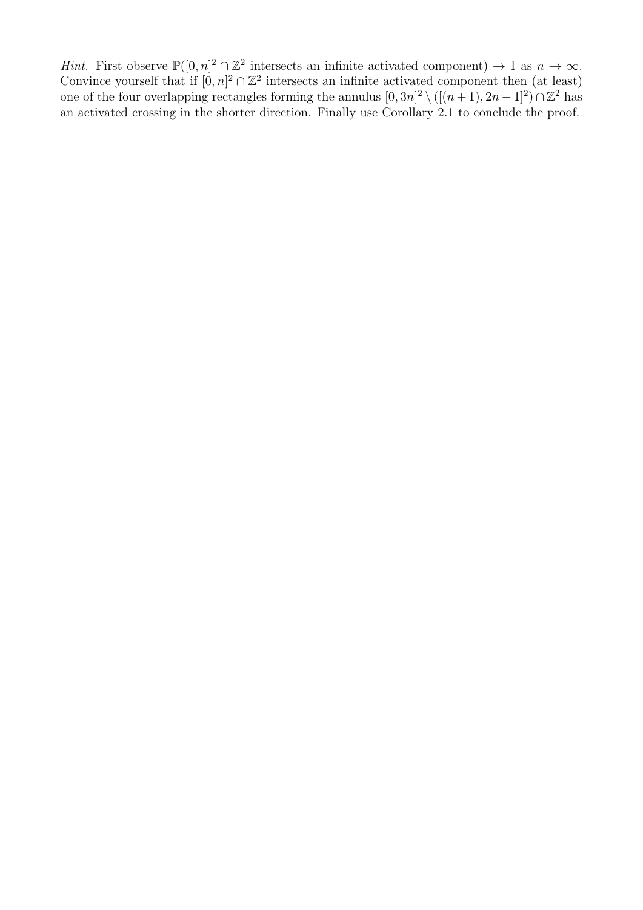*Hint.* First observe $\mathbb{P}([0,n]^2 \cap \mathbb{Z}^2$ intersects an infinite activated component$) \to 1$ as $n \to \infty$. Convince yourself that if $[0,n]^2 \cap \mathbb{Z}^2$ intersects an infinite activated component then (at least) one of the four overlapping rectangles forming the annulus $[0,3n]^2 \setminus ([(n+1),2n-1]^2) \cap \mathbb{Z}^2$ has an activated crossing in the shorter direction. Finally use Corollary 2.1 to conclude the proof.